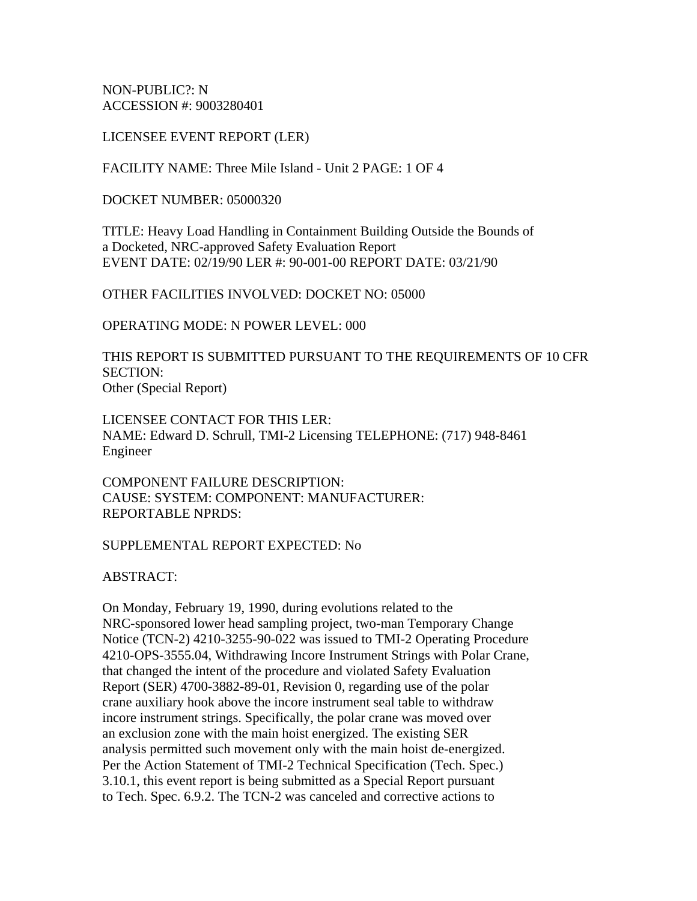NON-PUBLIC?: N
ACCESSION #: 9003280401

LICENSEE EVENT REPORT (LER)

FACILITY NAME: Three Mile Island - Unit 2 PAGE: 1 OF 4

DOCKET NUMBER: 05000320

TITLE: Heavy Load Handling in Containment Building Outside the Bounds of a Docketed, NRC-approved Safety Evaluation Report
EVENT DATE: 02/19/90 LER #: 90-001-00 REPORT DATE: 03/21/90

OTHER FACILITIES INVOLVED: DOCKET NO: 05000

OPERATING MODE: N POWER LEVEL: 000

THIS REPORT IS SUBMITTED PURSUANT TO THE REQUIREMENTS OF 10 CFR SECTION:
Other (Special Report)

LICENSEE CONTACT FOR THIS LER:
NAME: Edward D. Schrull, TMI-2 Licensing Engineer TELEPHONE: (717) 948-8461

COMPONENT FAILURE DESCRIPTION:
CAUSE: SYSTEM: COMPONENT: MANUFACTURER:
REPORTABLE NPRDS:

SUPPLEMENTAL REPORT EXPECTED: No

ABSTRACT:

On Monday, February 19, 1990, during evolutions related to the NRC-sponsored lower head sampling project, two-man Temporary Change Notice (TCN-2) 4210-3255-90-022 was issued to TMI-2 Operating Procedure 4210-OPS-3555.04, Withdrawing Incore Instrument Strings with Polar Crane, that changed the intent of the procedure and violated Safety Evaluation Report (SER) 4700-3882-89-01, Revision 0, regarding use of the polar crane auxiliary hook above the incore instrument seal table to withdraw incore instrument strings. Specifically, the polar crane was moved over an exclusion zone with the main hoist energized. The existing SER analysis permitted such movement only with the main hoist de-energized. Per the Action Statement of TMI-2 Technical Specification (Tech. Spec.) 3.10.1, this event report is being submitted as a Special Report pursuant to Tech. Spec. 6.9.2. The TCN-2 was canceled and corrective actions to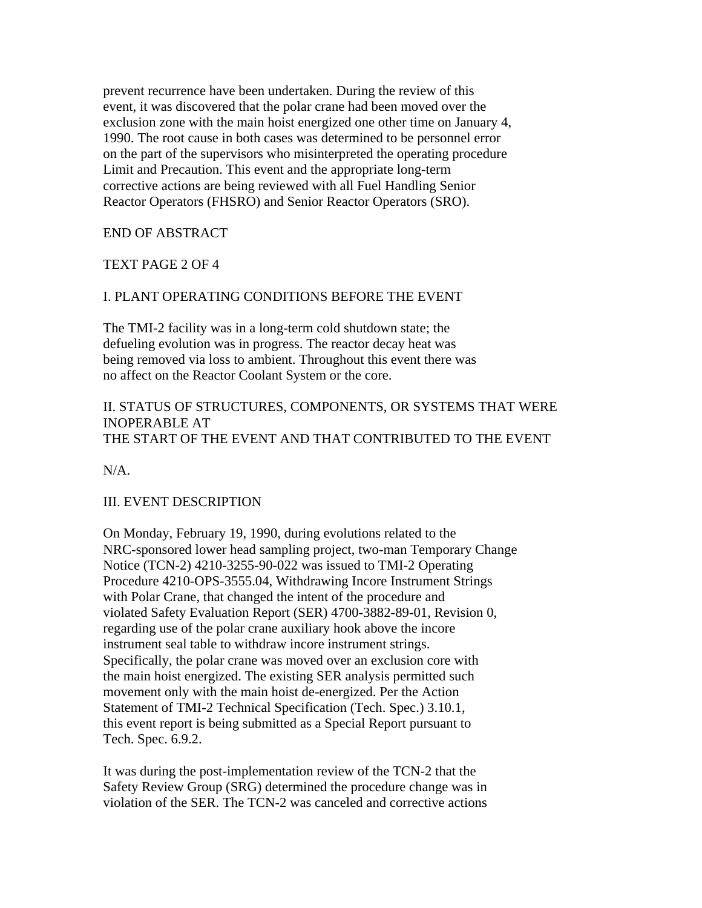prevent recurrence have been undertaken. During the review of this event, it was discovered that the polar crane had been moved over the exclusion zone with the main hoist energized one other time on January 4, 1990. The root cause in both cases was determined to be personnel error on the part of the supervisors who misinterpreted the operating procedure Limit and Precaution. This event and the appropriate long-term corrective actions are being reviewed with all Fuel Handling Senior Reactor Operators (FHSRO) and Senior Reactor Operators (SRO).

END OF ABSTRACT

TEXT PAGE 2 OF 4

I. PLANT OPERATING CONDITIONS BEFORE THE EVENT

The TMI-2 facility was in a long-term cold shutdown state; the defueling evolution was in progress. The reactor decay heat was being removed via loss to ambient. Throughout this event there was no affect on the Reactor Coolant System or the core.

II. STATUS OF STRUCTURES, COMPONENTS, OR SYSTEMS THAT WERE INOPERABLE AT
THE START OF THE EVENT AND THAT CONTRIBUTED TO THE EVENT

N/A.

III. EVENT DESCRIPTION

On Monday, February 19, 1990, during evolutions related to the NRC-sponsored lower head sampling project, two-man Temporary Change Notice (TCN-2) 4210-3255-90-022 was issued to TMI-2 Operating Procedure 4210-OPS-3555.04, Withdrawing Incore Instrument Strings with Polar Crane, that changed the intent of the procedure and violated Safety Evaluation Report (SER) 4700-3882-89-01, Revision 0, regarding use of the polar crane auxiliary hook above the incore instrument seal table to withdraw incore instrument strings. Specifically, the polar crane was moved over an exclusion core with the main hoist energized. The existing SER analysis permitted such movement only with the main hoist de-energized. Per the Action Statement of TMI-2 Technical Specification (Tech. Spec.) 3.10.1, this event report is being submitted as a Special Report pursuant to Tech. Spec. 6.9.2.

It was during the post-implementation review of the TCN-2 that the Safety Review Group (SRG) determined the procedure change was in violation of the SER. The TCN-2 was canceled and corrective actions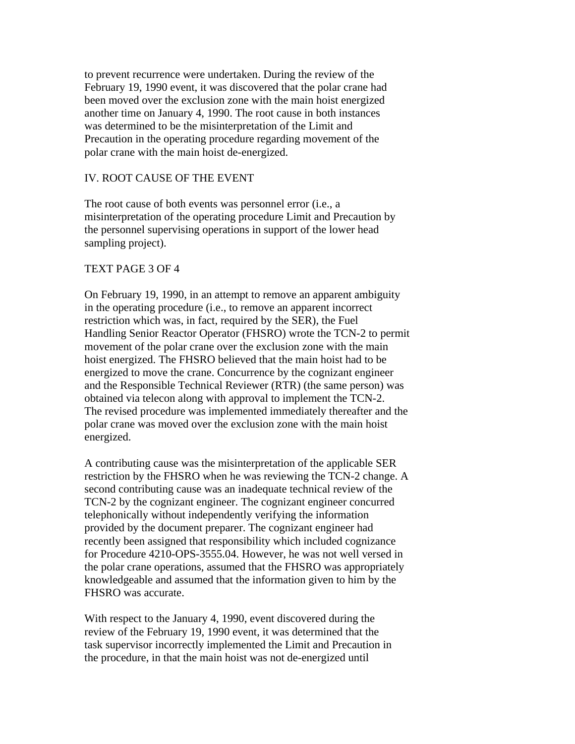to prevent recurrence were undertaken. During the review of the February 19, 1990 event, it was discovered that the polar crane had been moved over the exclusion zone with the main hoist energized another time on January 4, 1990. The root cause in both instances was determined to be the misinterpretation of the Limit and Precaution in the operating procedure regarding movement of the polar crane with the main hoist de-energized.

## IV. ROOT CAUSE OF THE EVENT

The root cause of both events was personnel error (i.e., a misinterpretation of the operating procedure Limit and Precaution by the personnel supervising operations in support of the lower head sampling project).

TEXT PAGE 3 OF 4

On February 19, 1990, in an attempt to remove an apparent ambiguity in the operating procedure (i.e., to remove an apparent incorrect restriction which was, in fact, required by the SER), the Fuel Handling Senior Reactor Operator (FHSRO) wrote the TCN-2 to permit movement of the polar crane over the exclusion zone with the main hoist energized. The FHSRO believed that the main hoist had to be energized to move the crane. Concurrence by the cognizant engineer and the Responsible Technical Reviewer (RTR) (the same person) was obtained via telecon along with approval to implement the TCN-2. The revised procedure was implemented immediately thereafter and the polar crane was moved over the exclusion zone with the main hoist energized.

A contributing cause was the misinterpretation of the applicable SER restriction by the FHSRO when he was reviewing the TCN-2 change. A second contributing cause was an inadequate technical review of the TCN-2 by the cognizant engineer. The cognizant engineer concurred telephonically without independently verifying the information provided by the document preparer. The cognizant engineer had recently been assigned that responsibility which included cognizance for Procedure 4210-OPS-3555.04. However, he was not well versed in the polar crane operations, assumed that the FHSRO was appropriately knowledgeable and assumed that the information given to him by the FHSRO was accurate.

With respect to the January 4, 1990, event discovered during the review of the February 19, 1990 event, it was determined that the task supervisor incorrectly implemented the Limit and Precaution in the procedure, in that the main hoist was not de-energized until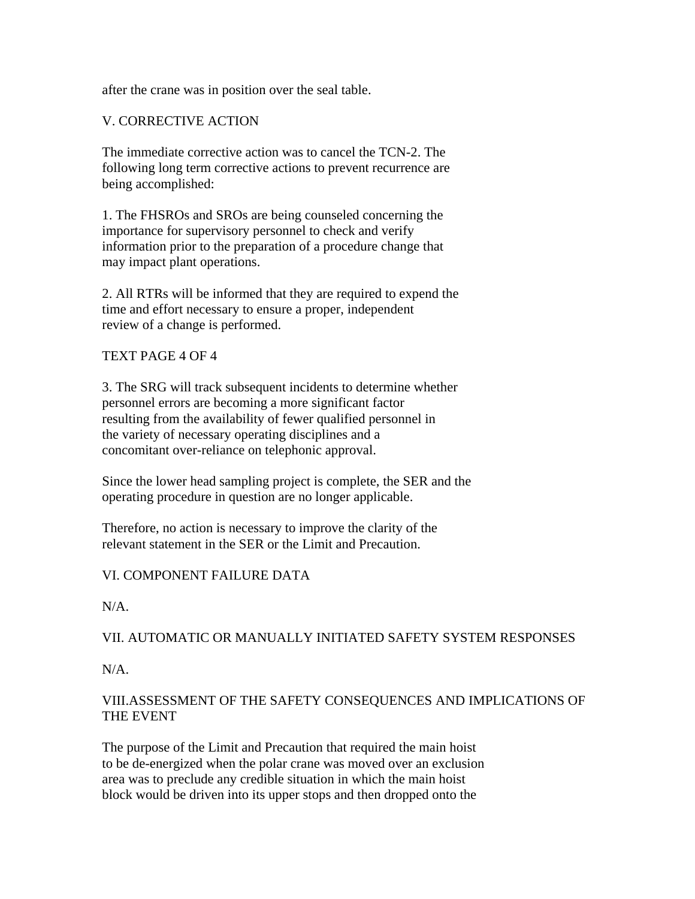after the crane was in position over the seal table.

## V. CORRECTIVE ACTION

The immediate corrective action was to cancel the TCN-2. The following long term corrective actions to prevent recurrence are being accomplished:

1. The FHSROs and SROs are being counseled concerning the importance for supervisory personnel to check and verify information prior to the preparation of a procedure change that may impact plant operations.

2. All RTRs will be informed that they are required to expend the time and effort necessary to ensure a proper, independent review of a change is performed.

3. The SRG will track subsequent incidents to determine whether personnel errors are becoming a more significant factor resulting from the availability of fewer qualified personnel in the variety of necessary operating disciplines and a concomitant over-reliance on telephonic approval.

Since the lower head sampling project is complete, the SER and the operating procedure in question are no longer applicable.

Therefore, no action is necessary to improve the clarity of the relevant statement in the SER or the Limit and Precaution.

## VI. COMPONENT FAILURE DATA

N/A.

## VII. AUTOMATIC OR MANUALLY INITIATED SAFETY SYSTEM RESPONSES

N/A.

## VIII. ASSESSMENT OF THE SAFETY CONSEQUENCES AND IMPLICATIONS OF THE EVENT

The purpose of the Limit and Precaution that required the main hoist to be de-energized when the polar crane was moved over an exclusion area was to preclude any credible situation in which the main hoist block would be driven into its upper stops and then dropped onto the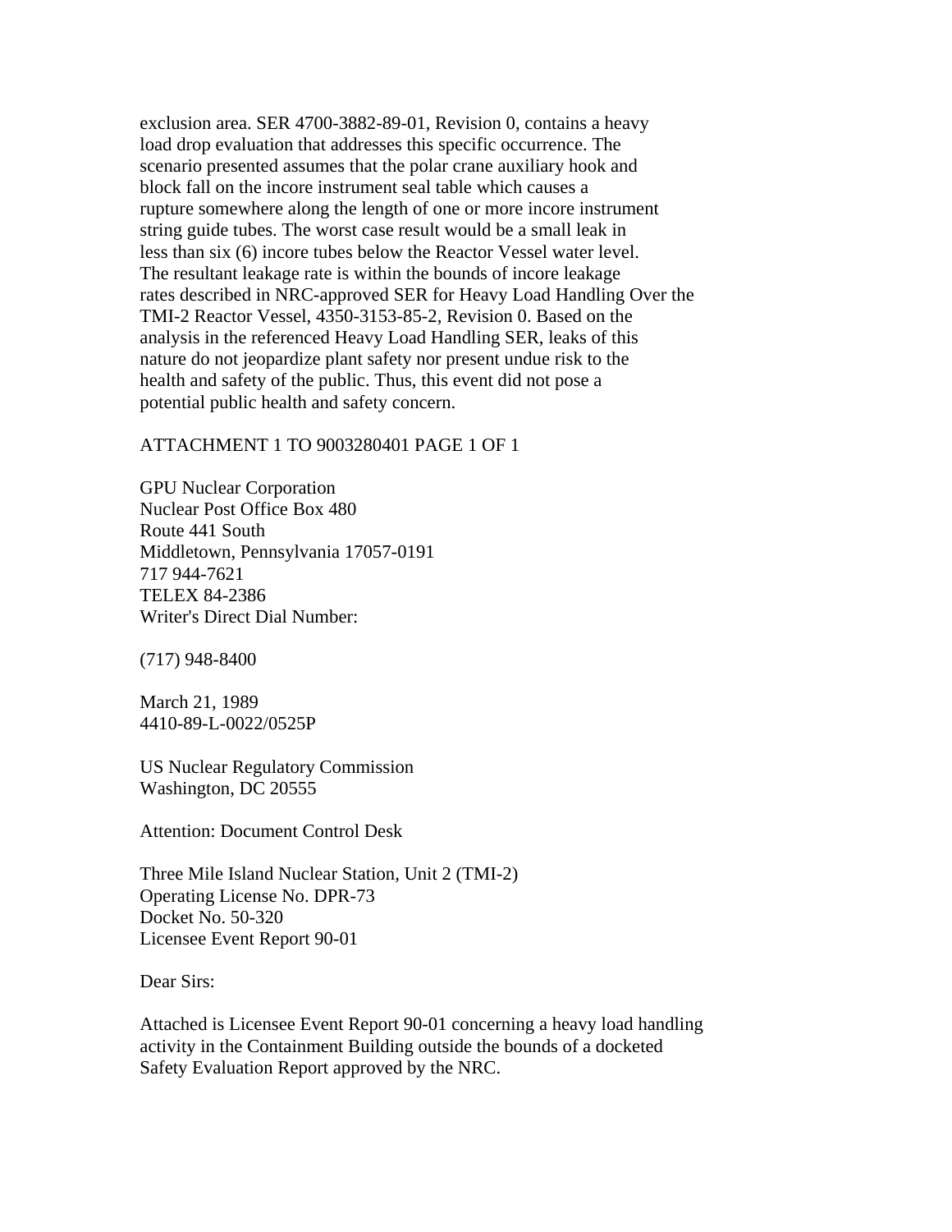exclusion area. SER 4700-3882-89-01, Revision 0, contains a heavy load drop evaluation that addresses this specific occurrence. The scenario presented assumes that the polar crane auxiliary hook and block fall on the incore instrument seal table which causes a rupture somewhere along the length of one or more incore instrument string guide tubes. The worst case result would be a small leak in less than six (6) incore tubes below the Reactor Vessel water level. The resultant leakage rate is within the bounds of incore leakage rates described in NRC-approved SER for Heavy Load Handling Over the TMI-2 Reactor Vessel, 4350-3153-85-2, Revision 0. Based on the analysis in the referenced Heavy Load Handling SER, leaks of this nature do not jeopardize plant safety nor present undue risk to the health and safety of the public. Thus, this event did not pose a potential public health and safety concern.

ATTACHMENT 1 TO 9003280401 PAGE 1 OF 1

GPU Nuclear Corporation
Nuclear Post Office Box 480
Route 441 South
Middletown, Pennsylvania 17057-0191
717 944-7621
TELEX 84-2386
Writer's Direct Dial Number:

(717) 948-8400

March 21, 1989
4410-89-L-0022/0525P

US Nuclear Regulatory Commission
Washington, DC 20555

Attention: Document Control Desk

Three Mile Island Nuclear Station, Unit 2 (TMI-2)
Operating License No. DPR-73
Docket No. 50-320
Licensee Event Report 90-01

Dear Sirs:

Attached is Licensee Event Report 90-01 concerning a heavy load handling activity in the Containment Building outside the bounds of a docketed Safety Evaluation Report approved by the NRC.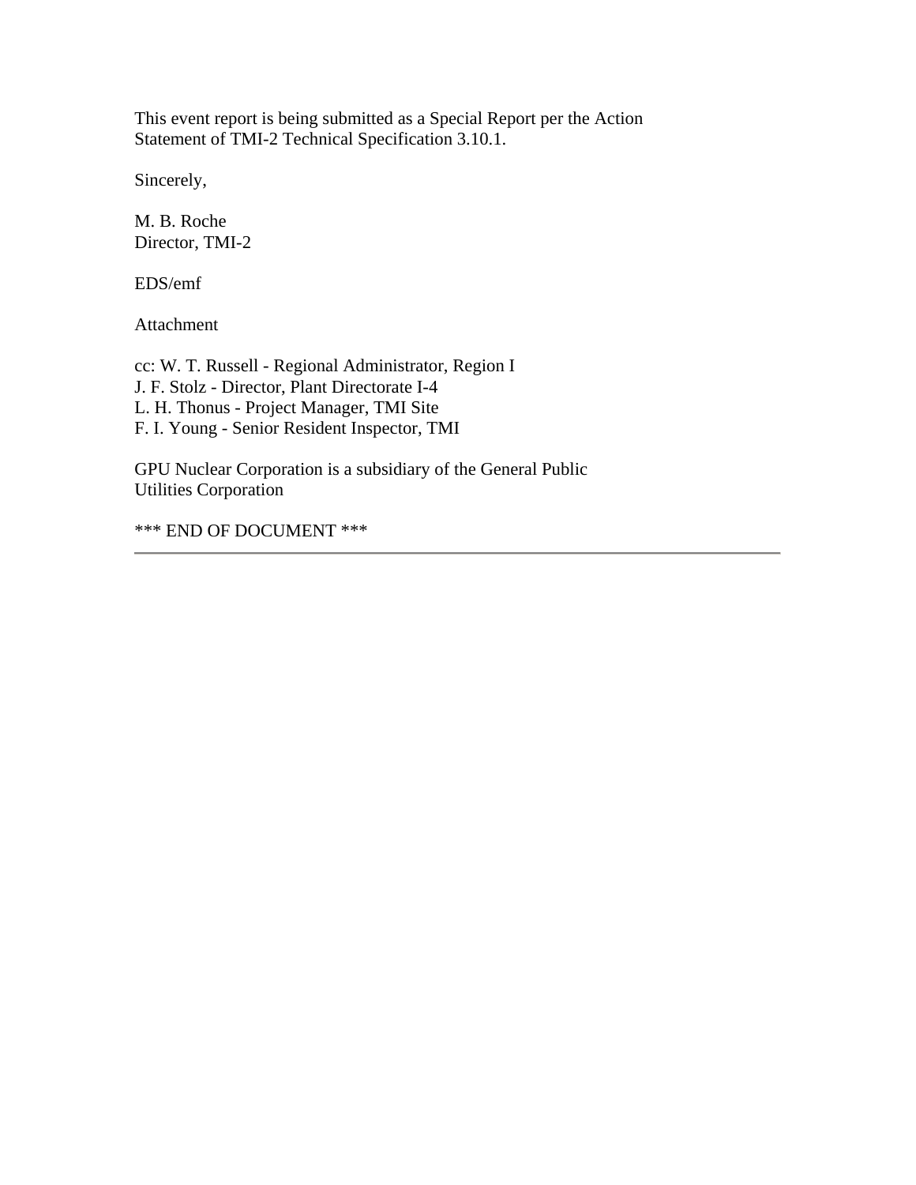This event report is being submitted as a Special Report per the Action Statement of TMI-2 Technical Specification 3.10.1.

Sincerely,

M. B. Roche
Director, TMI-2

EDS/emf

Attachment

cc: W. T. Russell - Regional Administrator, Region I
J. F. Stolz - Director, Plant Directorate I-4
L. H. Thonus - Project Manager, TMI Site
F. I. Young - Senior Resident Inspector, TMI

GPU Nuclear Corporation is a subsidiary of the General Public Utilities Corporation

*** END OF DOCUMENT ***

---